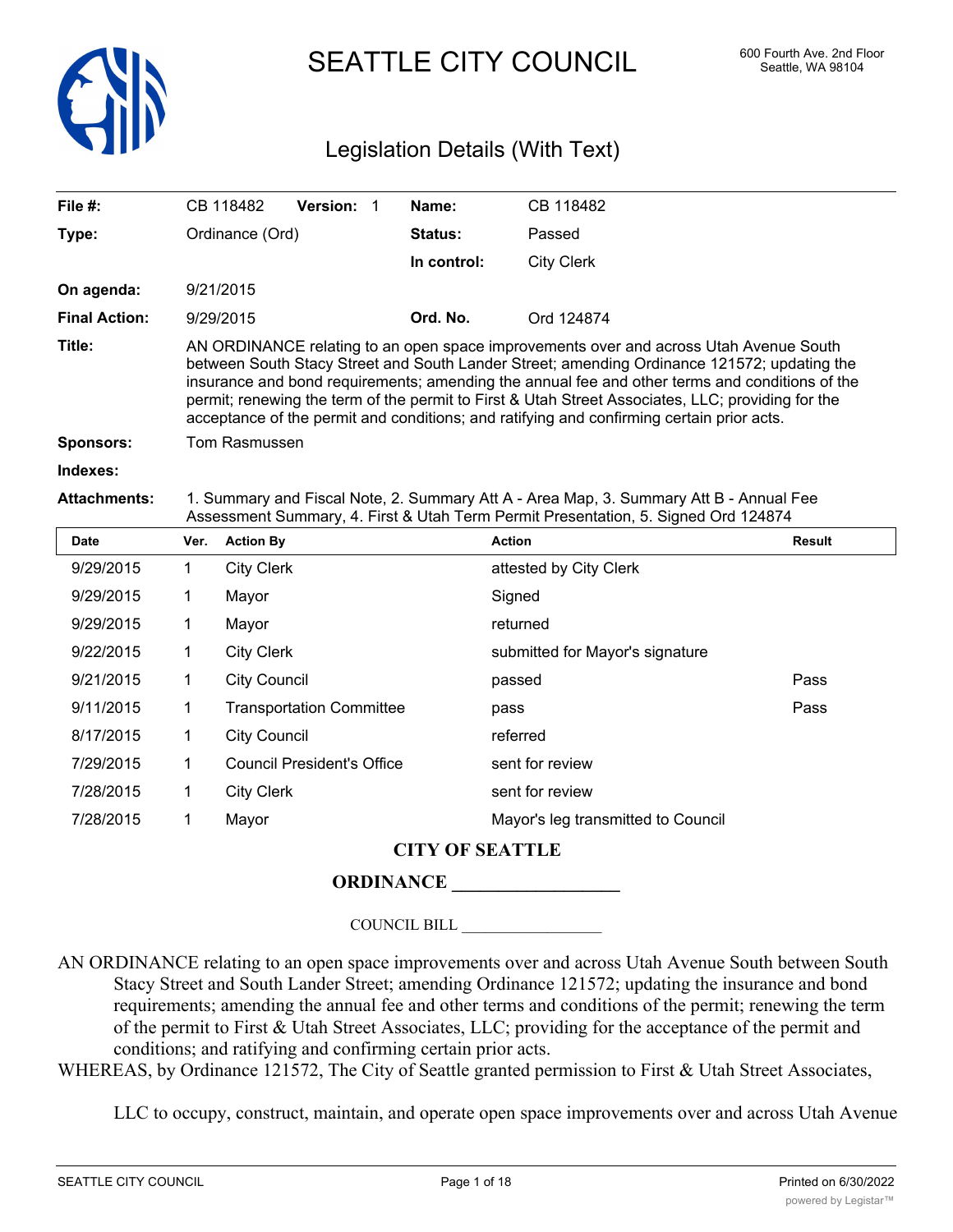# SEATTLE CITY COUNCIL

600 Fourth Ave. 2nd Floor
Seattle, WA 98104

## Legislation Details (With Text)

| | | | |
|---|---|---|---|
| **File #:** | CB 118482 **Version:** 1 | **Name:** | CB 118482 |
| **Type:** | Ordinance (Ord) | **Status:** | Passed |
| | | **In control:** | City Clerk |
| **On agenda:** | 9/21/2015 | | |
| **Final Action:** | 9/29/2015 | **Ord. No.** | Ord 124874 |

**Title:** AN ORDINANCE relating to an open space improvements over and across Utah Avenue South between South Stacy Street and South Lander Street; amending Ordinance 121572; updating the insurance and bond requirements; amending the annual fee and other terms and conditions of the permit; renewing the term of the permit to First & Utah Street Associates, LLC; providing for the acceptance of the permit and conditions; and ratifying and confirming certain prior acts.

**Sponsors:** Tom Rasmussen

**Indexes:**

**Attachments:** 1. Summary and Fiscal Note, 2. Summary Att A - Area Map, 3. Summary Att B - Annual Fee Assessment Summary, 4. First & Utah Term Permit Presentation, 5. Signed Ord 124874

| Date | Ver. | Action By | Action | Result |
|---|---|---|---|---|
| 9/29/2015 | 1 | City Clerk | attested by City Clerk | |
| 9/29/2015 | 1 | Mayor | Signed | |
| 9/29/2015 | 1 | Mayor | returned | |
| 9/22/2015 | 1 | City Clerk | submitted for Mayor's signature | |
| 9/21/2015 | 1 | City Council | passed | Pass |
| 9/11/2015 | 1 | Transportation Committee | pass | Pass |
| 8/17/2015 | 1 | City Council | referred | |
| 7/29/2015 | 1 | Council President's Office | sent for review | |
| 7/28/2015 | 1 | City Clerk | sent for review | |
| 7/28/2015 | 1 | Mayor | Mayor's leg transmitted to Council | |

**CITY OF SEATTLE**

**ORDINANCE __________________**

COUNCIL BILL __________________

AN ORDINANCE relating to an open space improvements over and across Utah Avenue South between South Stacy Street and South Lander Street; amending Ordinance 121572; updating the insurance and bond requirements; amending the annual fee and other terms and conditions of the permit; renewing the term of the permit to First & Utah Street Associates, LLC; providing for the acceptance of the permit and conditions; and ratifying and confirming certain prior acts.

WHEREAS, by Ordinance 121572, The City of Seattle granted permission to First & Utah Street Associates, LLC to occupy, construct, maintain, and operate open space improvements over and across Utah Avenue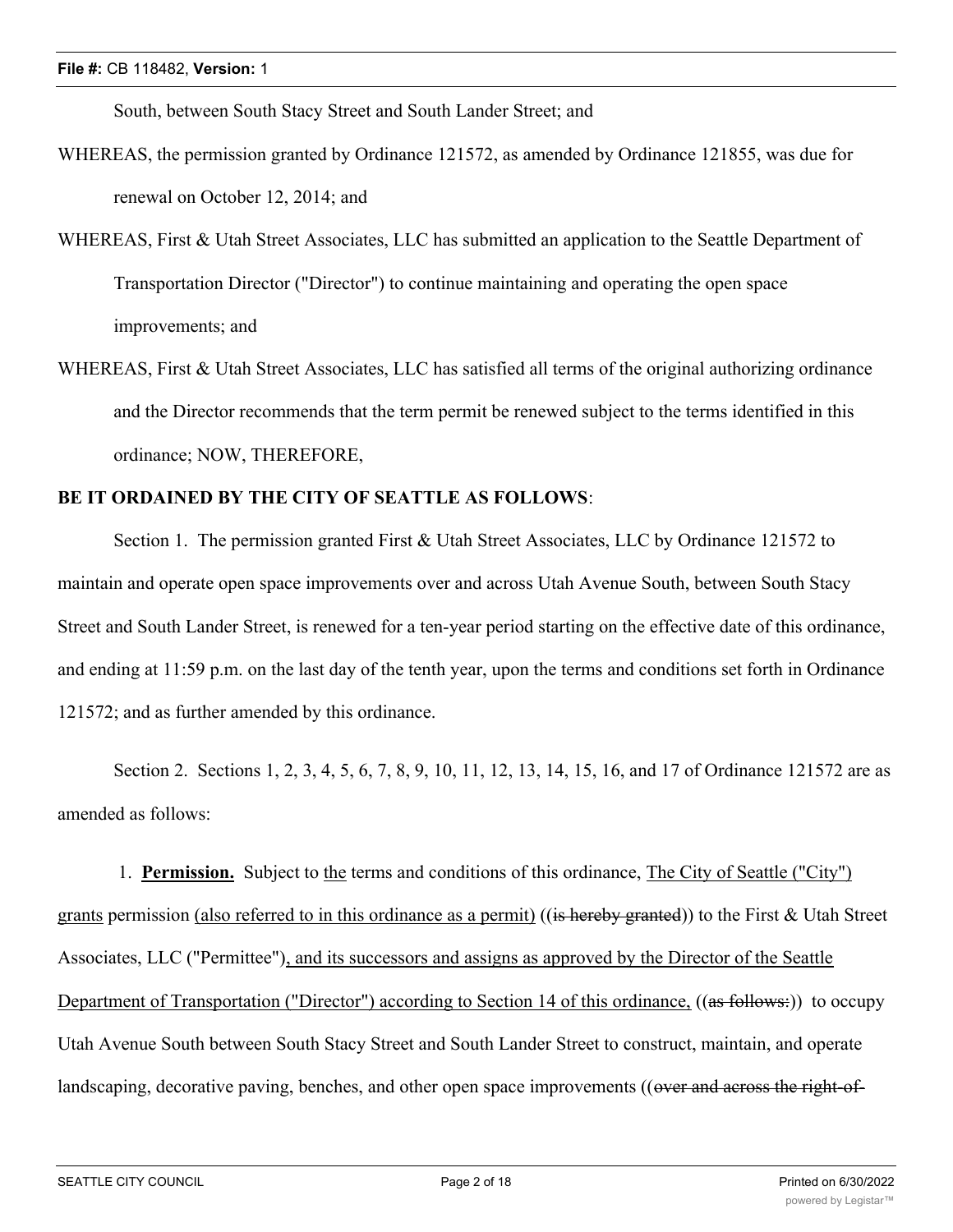South, between South Stacy Street and South Lander Street; and

WHEREAS, the permission granted by Ordinance 121572, as amended by Ordinance 121855, was due for renewal on October 12, 2014; and

WHEREAS, First & Utah Street Associates, LLC has submitted an application to the Seattle Department of Transportation Director ("Director") to continue maintaining and operating the open space improvements; and

WHEREAS, First & Utah Street Associates, LLC has satisfied all terms of the original authorizing ordinance and the Director recommends that the term permit be renewed subject to the terms identified in this ordinance; NOW, THEREFORE,

**BE IT ORDAINED BY THE CITY OF SEATTLE AS FOLLOWS**:

Section 1. The permission granted First & Utah Street Associates, LLC by Ordinance 121572 to maintain and operate open space improvements over and across Utah Avenue South, between South Stacy Street and South Lander Street, is renewed for a ten-year period starting on the effective date of this ordinance, and ending at 11:59 p.m. on the last day of the tenth year, upon the terms and conditions set forth in Ordinance 121572; and as further amended by this ordinance.

Section 2. Sections 1, 2, 3, 4, 5, 6, 7, 8, 9, 10, 11, 12, 13, 14, 15, 16, and 17 of Ordinance 121572 are as amended as follows:

1. **Permission.** Subject to the terms and conditions of this ordinance, The City of Seattle ("City") grants permission (also referred to in this ordinance as a permit) ((~~is hereby granted~~)) to the First & Utah Street Associates, LLC ("Permittee"), and its successors and assigns as approved by the Director of the Seattle Department of Transportation ("Director") according to Section 14 of this ordinance, ((~~as follows:~~)) to occupy Utah Avenue South between South Stacy Street and South Lander Street to construct, maintain, and operate landscaping, decorative paving, benches, and other open space improvements ((~~over and across the right-of-~~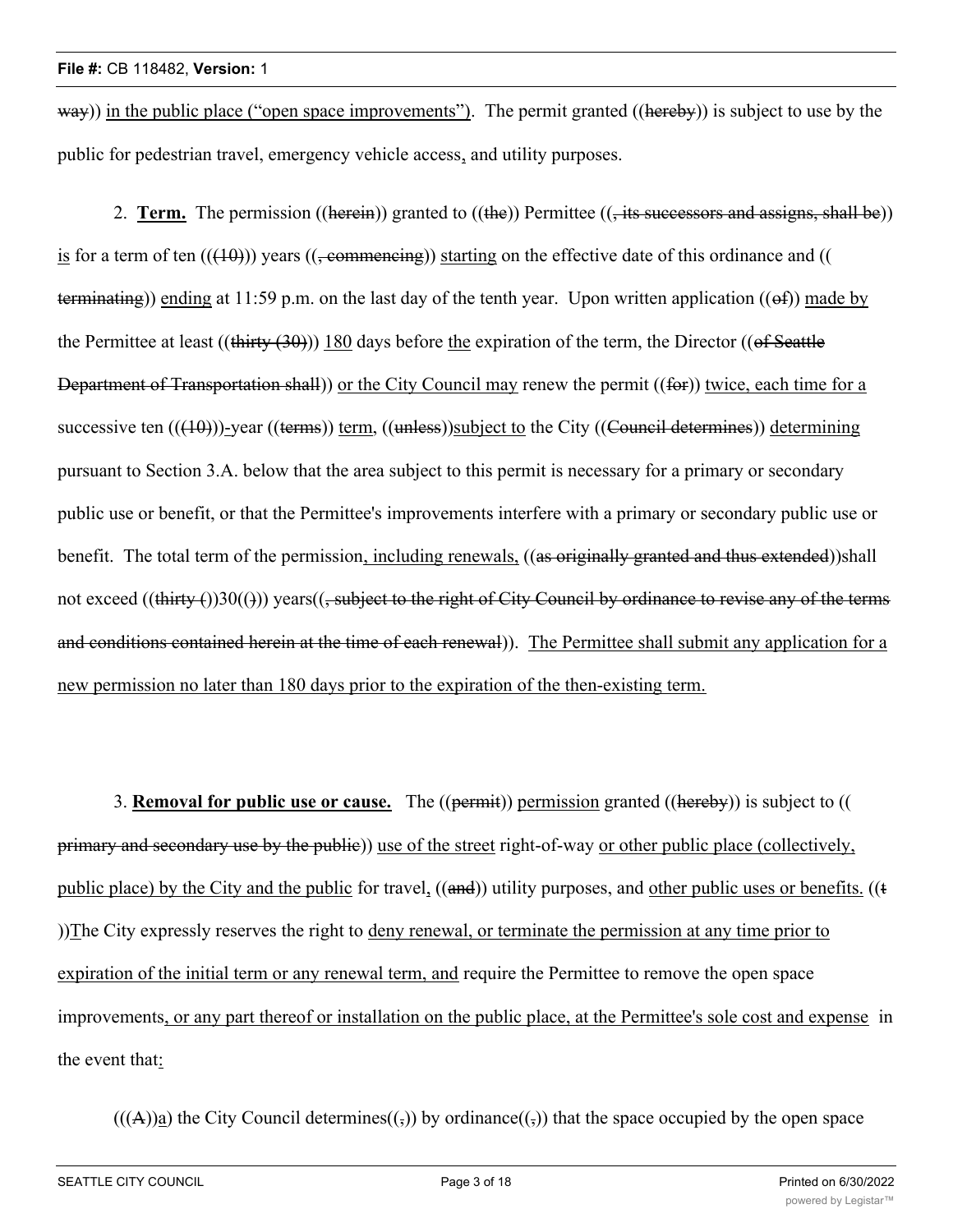~~way~~)) in the public place ("open space improvements"). The permit granted ((~~hereby~~)) is subject to use by the public for pedestrian travel, emergency vehicle access, and utility purposes.

2. **Term.** The permission ((~~herein~~)) granted to ((~~the~~)) Permittee ((~~, its successors and assigns, shall be~~)) is for a term of ten ((~~(10)~~)) years ((~~, commencing~~)) starting on the effective date of this ordinance and ((~~terminating~~)) ending at 11:59 p.m. on the last day of the tenth year. Upon written application ((~~of~~)) made by the Permittee at least ((~~thirty (30)~~)) 180 days before the expiration of the term, the Director ((~~of Seattle Department of Transportation shall~~)) or the City Council may renew the permit ((~~for~~)) twice, each time for a successive ten ((~~(10)~~))-year ((~~terms~~)) term, ((~~unless~~))subject to the City ((~~Council determines~~)) determining pursuant to Section 3.A. below that the area subject to this permit is necessary for a primary or secondary public use or benefit, or that the Permittee's improvements interfere with a primary or secondary public use or benefit. The total term of the permission, including renewals, ((~~as originally granted and thus extended~~))shall not exceed ((~~thirty (~~))30((~~)~~)) years((~~, subject to the right of City Council by ordinance to revise any of the terms and conditions contained herein at the time of each renewal~~)). The Permittee shall submit any application for a new permission no later than 180 days prior to the expiration of the then-existing term.

3. **Removal for public use or cause.** The ((~~permit~~)) permission granted ((~~hereby~~)) is subject to ((~~primary and secondary use by the public~~)) use of the street right-of-way or other public place (collectively, public place) by the City and the public for travel, ((~~and~~)) utility purposes, and other public uses or benefits. ((~~t~~))The City expressly reserves the right to deny renewal, or terminate the permission at any time prior to expiration of the initial term or any renewal term, and require the Permittee to remove the open space improvements, or any part thereof or installation on the public place, at the Permittee's sole cost and expense in the event that:

((~~(A)~~)a) the City Council determines((~~,~~)) by ordinance((~~,~~)) that the space occupied by the open space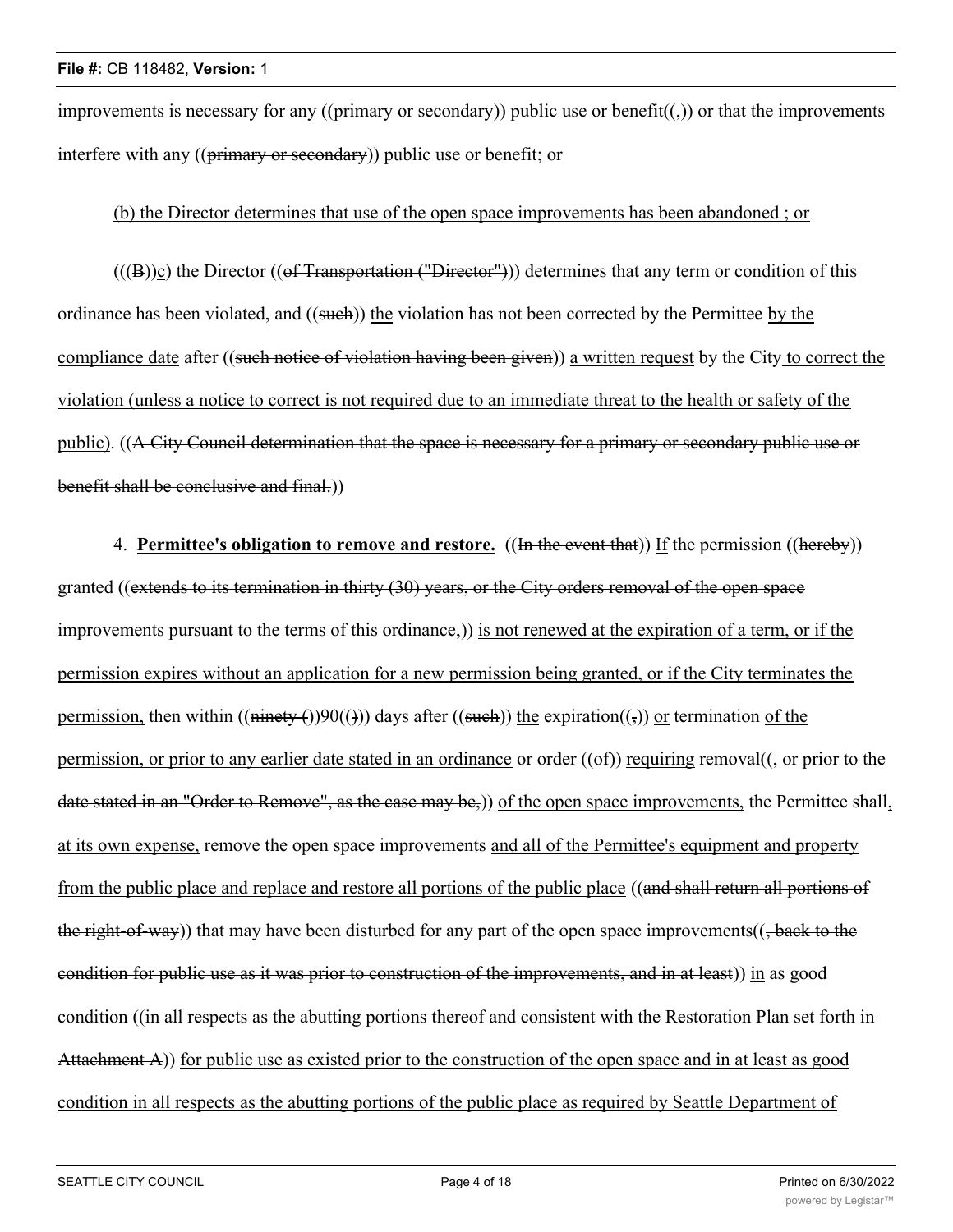improvements is necessary for any ((~~primary or secondary~~)) public use or benefit((~~,~~)) or that the improvements interfere with any ((~~primary or secondary~~)) public use or benefit; or

(b) the Director determines that use of the open space improvements has been abandoned ; or

(((~~B~~))c) the Director ((~~of Transportation ("Director")~~)) determines that any term or condition of this ordinance has been violated, and ((~~such~~)) the violation has not been corrected by the Permittee by the compliance date after ((~~such notice of violation having been given~~)) a written request by the City to correct the violation (unless a notice to correct is not required due to an immediate threat to the health or safety of the public). ((~~A City Council determination that the space is necessary for a primary or secondary public use or benefit shall be conclusive and final.~~))

4. **Permittee's obligation to remove and restore.** ((~~In the event that~~)) If the permission ((~~hereby~~)) granted ((~~extends to its termination in thirty (30) years, or the City orders removal of the open space improvements pursuant to the terms of this ordinance,~~)) is not renewed at the expiration of a term, or if the permission expires without an application for a new permission being granted, or if the City terminates the permission, then within ((~~ninety (~~))90((~~)~~)) days after ((~~such~~)) the expiration((~~,~~)) or termination of the permission, or prior to any earlier date stated in an ordinance or order ((~~of~~)) requiring removal((~~, or prior to the date stated in an "Order to Remove", as the case may be,~~)) of the open space improvements, the Permittee shall, at its own expense, remove the open space improvements and all of the Permittee's equipment and property from the public place and replace and restore all portions of the public place ((~~and shall return all portions of the right-of-way~~)) that may have been disturbed for any part of the open space improvements((~~, back to the condition for public use as it was prior to construction of the improvements, and in at least~~)) in as good condition ((~~in all respects as the abutting portions thereof and consistent with the Restoration Plan set forth in Attachment A~~)) for public use as existed prior to the construction of the open space and in at least as good condition in all respects as the abutting portions of the public place as required by Seattle Department of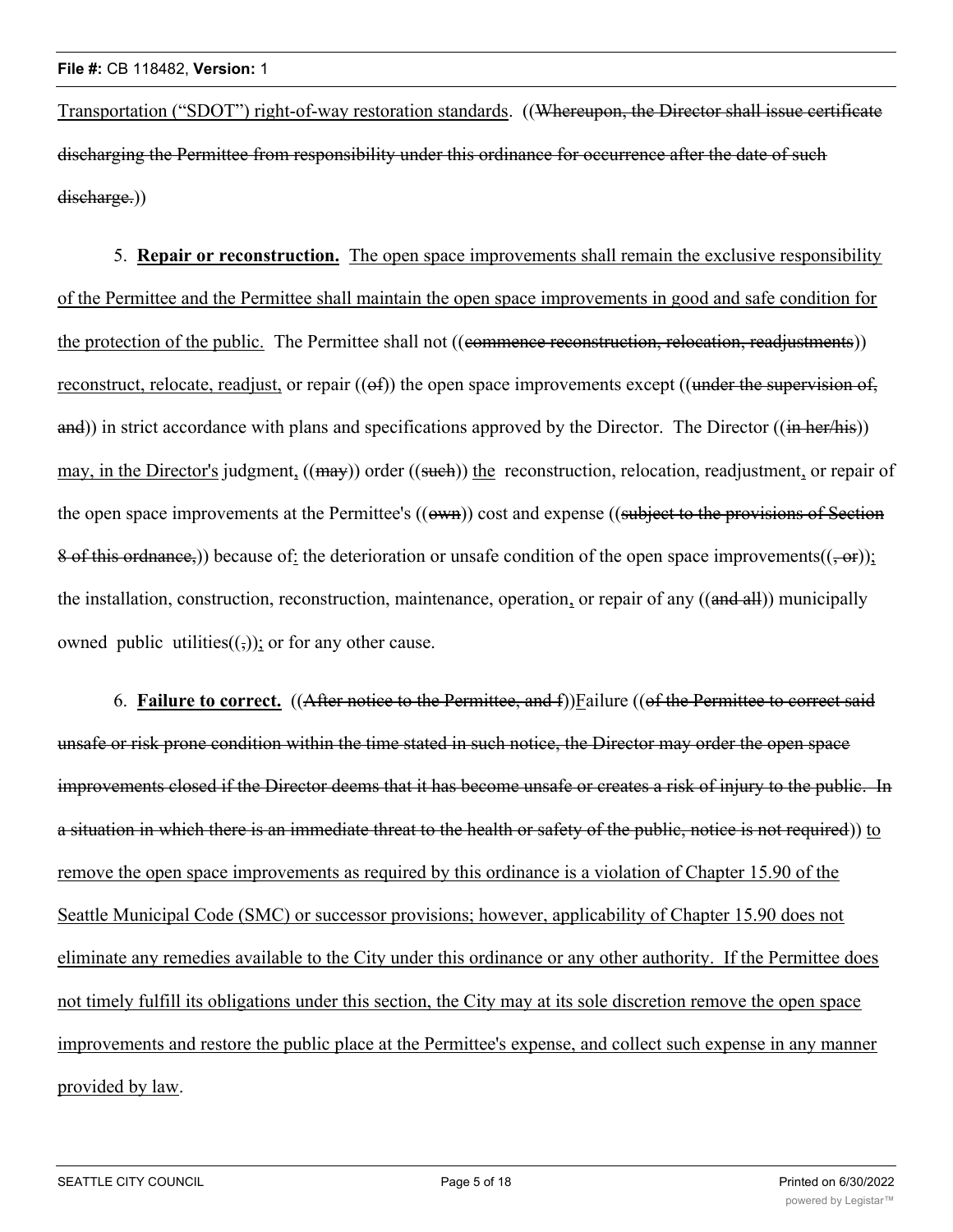Transportation ("SDOT") right-of-way restoration standards. ((Whereupon, the Director shall issue certificate discharging the Permittee from responsibility under this ordinance for occurrence after the date of such discharge.))

5. **Repair or reconstruction.** The open space improvements shall remain the exclusive responsibility of the Permittee and the Permittee shall maintain the open space improvements in good and safe condition for the protection of the public. The Permittee shall not ((commence reconstruction, relocation, readjustments)) reconstruct, relocate, readjust, or repair ((of)) the open space improvements except ((under the supervision of, and)) in strict accordance with plans and specifications approved by the Director. The Director ((in her/his)) may, in the Director's judgment, ((may)) order ((such)) the reconstruction, relocation, readjustment, or repair of the open space improvements at the Permittee's ((own)) cost and expense ((subject to the provisions of Section 8 of this ordnance,)) because of: the deterioration or unsafe condition of the open space improvements((, or)); the installation, construction, reconstruction, maintenance, operation, or repair of any ((and all)) municipally owned public utilities((,)); or for any other cause.

6. **Failure to correct.** ((After notice to the Permittee, and f))Failure ((of the Permittee to correct said unsafe or risk prone condition within the time stated in such notice, the Director may order the open space improvements closed if the Director deems that it has become unsafe or creates a risk of injury to the public. In a situation in which there is an immediate threat to the health or safety of the public, notice is not required)) to remove the open space improvements as required by this ordinance is a violation of Chapter 15.90 of the Seattle Municipal Code (SMC) or successor provisions; however, applicability of Chapter 15.90 does not eliminate any remedies available to the City under this ordinance or any other authority. If the Permittee does not timely fulfill its obligations under this section, the City may at its sole discretion remove the open space improvements and restore the public place at the Permittee's expense, and collect such expense in any manner provided by law.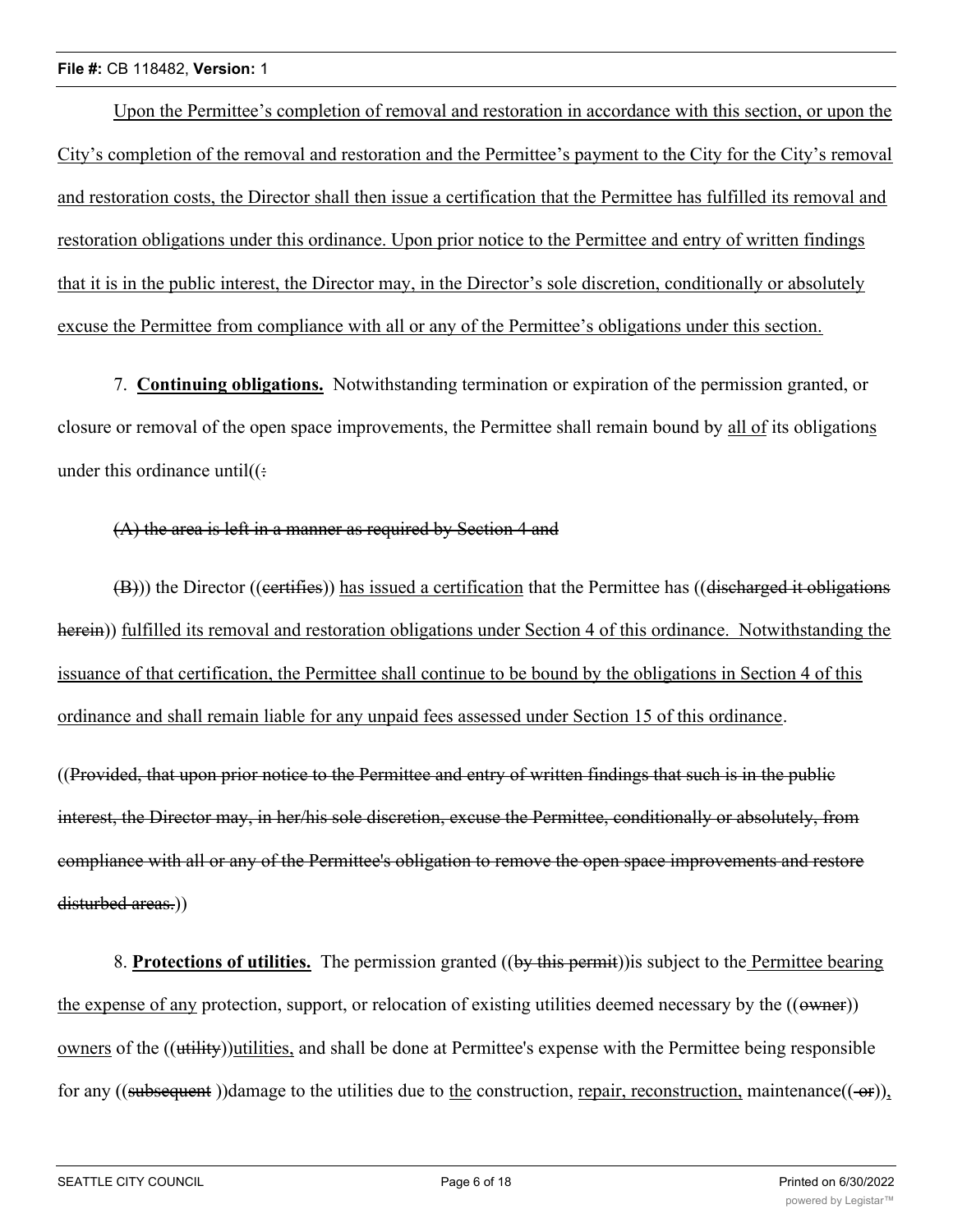Upon the Permittee's completion of removal and restoration in accordance with this section, or upon the City's completion of the removal and restoration and the Permittee's payment to the City for the City's removal and restoration costs, the Director shall then issue a certification that the Permittee has fulfilled its removal and restoration obligations under this ordinance. Upon prior notice to the Permittee and entry of written findings that it is in the public interest, the Director may, in the Director's sole discretion, conditionally or absolutely excuse the Permittee from compliance with all or any of the Permittee's obligations under this section.

7. **Continuing obligations.** Notwithstanding termination or expiration of the permission granted, or closure or removal of the open space improvements, the Permittee shall remain bound by all of its obligations under this ordinance until((:

~~(A) the area is left in a manner as required by Section 4 and~~

~~(B)~~)) the Director ((~~certifies~~)) has issued a certification that the Permittee has ((~~discharged it obligations herein~~)) fulfilled its removal and restoration obligations under Section 4 of this ordinance. Notwithstanding the issuance of that certification, the Permittee shall continue to be bound by the obligations in Section 4 of this ordinance and shall remain liable for any unpaid fees assessed under Section 15 of this ordinance.

((~~Provided, that upon prior notice to the Permittee and entry of written findings that such is in the public interest, the Director may, in her/his sole discretion, excuse the Permittee, conditionally or absolutely, from compliance with all or any of the Permittee's obligation to remove the open space improvements and restore disturbed areas.~~))

8. **Protections of utilities.** The permission granted ((~~by this permit~~))is subject to the Permittee bearing the expense of any protection, support, or relocation of existing utilities deemed necessary by the ((~~owner~~)) owners of the ((~~utility~~))utilities, and shall be done at Permittee's expense with the Permittee being responsible for any ((~~subsequent~~ ))damage to the utilities due to the construction, repair, reconstruction, maintenance((~~-or~~)),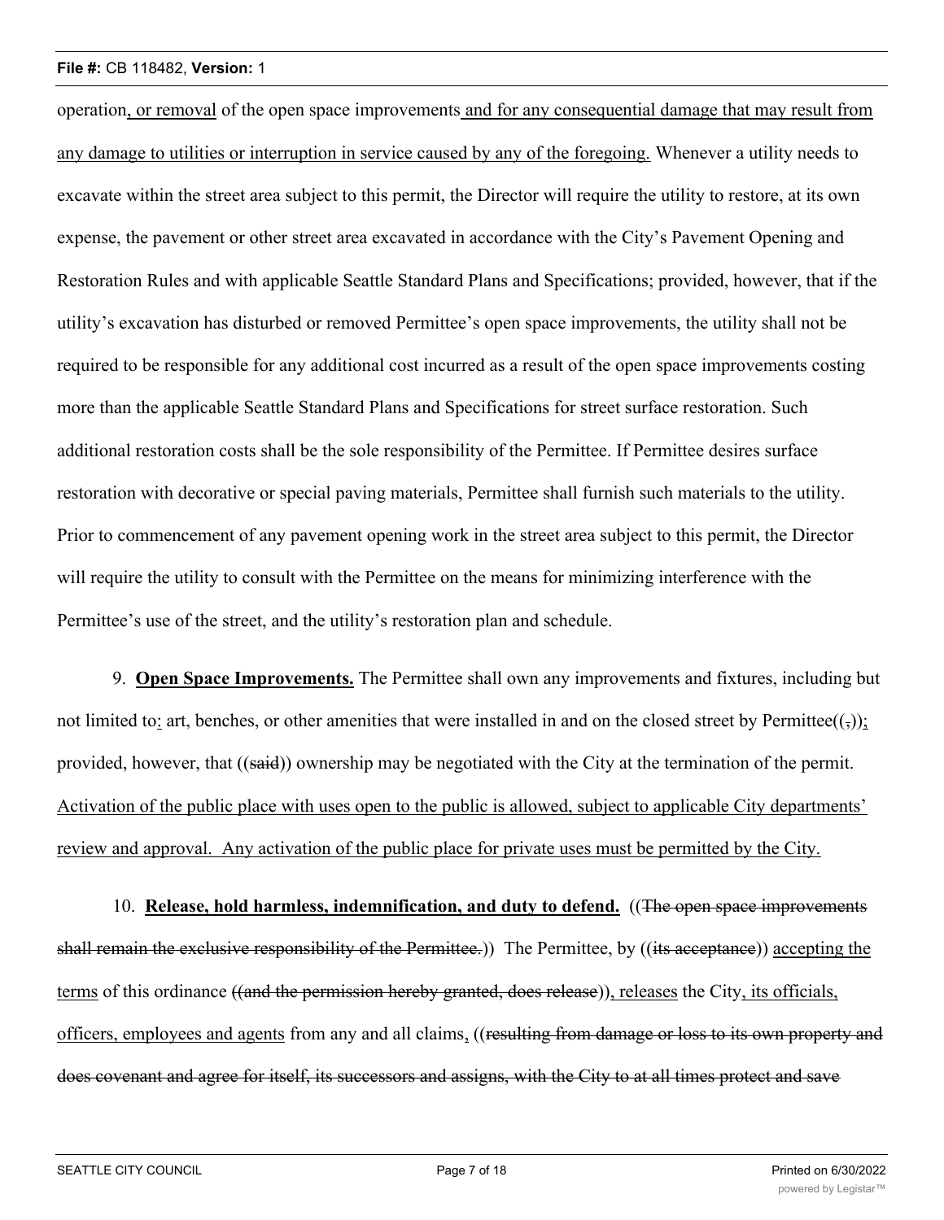operation, or removal of the open space improvements and for any consequential damage that may result from any damage to utilities or interruption in service caused by any of the foregoing. Whenever a utility needs to excavate within the street area subject to this permit, the Director will require the utility to restore, at its own expense, the pavement or other street area excavated in accordance with the City's Pavement Opening and Restoration Rules and with applicable Seattle Standard Plans and Specifications; provided, however, that if the utility's excavation has disturbed or removed Permittee's open space improvements, the utility shall not be required to be responsible for any additional cost incurred as a result of the open space improvements costing more than the applicable Seattle Standard Plans and Specifications for street surface restoration. Such additional restoration costs shall be the sole responsibility of the Permittee. If Permittee desires surface restoration with decorative or special paving materials, Permittee shall furnish such materials to the utility. Prior to commencement of any pavement opening work in the street area subject to this permit, the Director will require the utility to consult with the Permittee on the means for minimizing interference with the Permittee's use of the street, and the utility's restoration plan and schedule.

9. **Open Space Improvements.** The Permittee shall own any improvements and fixtures, including but not limited to: art, benches, or other amenities that were installed in and on the closed street by Permittee((,)); provided, however, that ((said)) ownership may be negotiated with the City at the termination of the permit. Activation of the public place with uses open to the public is allowed, subject to applicable City departments' review and approval. Any activation of the public place for private uses must be permitted by the City.

10. **Release, hold harmless, indemnification, and duty to defend.** ((The open space improvements shall remain the exclusive responsibility of the Permittee.)) The Permittee, by ((its acceptance)) accepting the terms of this ordinance ((and the permission hereby granted, does release)), releases the City, its officials, officers, employees and agents from any and all claims, ((resulting from damage or loss to its own property and does covenant and agree for itself, its successors and assigns, with the City to at all times protect and save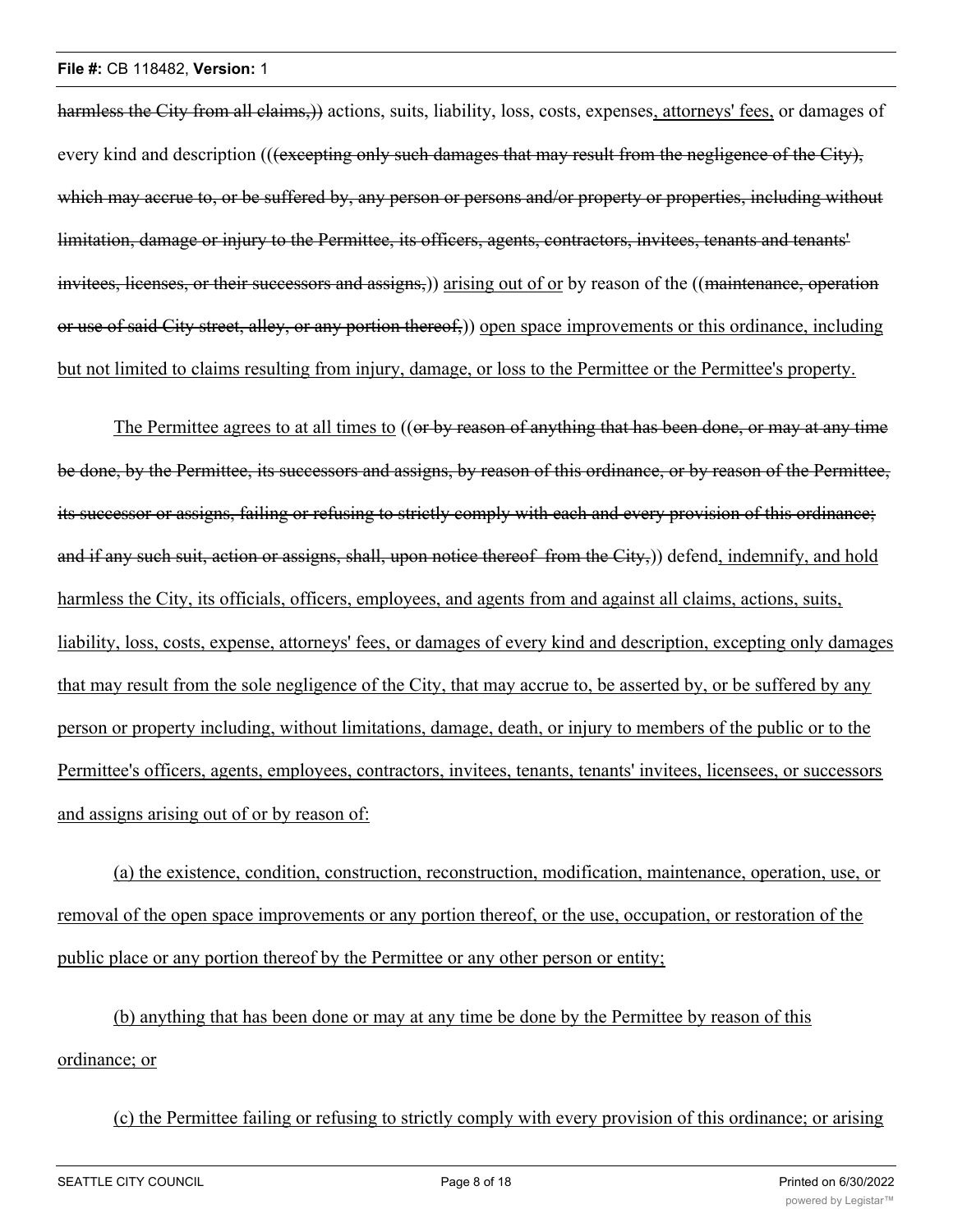~~harmless the City from all claims,))~~ actions, suits, liability, loss, costs, expenses<u>, attorneys' fees,</u> or damages of every kind and description (((~~excepting only such damages that may result from the negligence of the City), which may accrue to, or be suffered by, any person or persons and/or property or properties, including without limitation, damage or injury to the Permittee, its officers, agents, contractors, invitees, tenants and tenants' invitees, licenses, or their successors and assigns,~~)) <u>arising out of or</u> by reason of the ((~~maintenance, operation or use of said City street, alley, or any portion thereof,~~)) <u>open space improvements or this ordinance, including but not limited to claims resulting from injury, damage, or loss to the Permittee or the Permittee's property.</u>

<u>The Permittee agrees to at all times to</u> ((~~or by reason of anything that has been done, or may at any time be done, by the Permittee, its successors and assigns, by reason of this ordinance, or by reason of the Permittee, its successor or assigns, failing or refusing to strictly comply with each and every provision of this ordinance; and if any such suit, action or assigns, shall, upon notice thereof from the City,~~)) defend<u>, indemnify, and hold harmless the City, its officials, officers, employees, and agents from and against all claims, actions, suits, liability, loss, costs, expense, attorneys' fees, or damages of every kind and description, excepting only damages that may result from the sole negligence of the City, that may accrue to, be asserted by, or be suffered by any person or property including, without limitations, damage, death, or injury to members of the public or to the Permittee's officers, agents, employees, contractors, invitees, tenants, tenants' invitees, licensees, or successors and assigns arising out of or by reason of:</u>

<u>(a) the existence, condition, construction, reconstruction, modification, maintenance, operation, use, or removal of the open space improvements or any portion thereof, or the use, occupation, or restoration of the public place or any portion thereof by the Permittee or any other person or entity;</u>

<u>(b) anything that has been done or may at any time be done by the Permittee by reason of this ordinance; or</u>

<u>(c) the Permittee failing or refusing to strictly comply with every provision of this ordinance; or arising</u>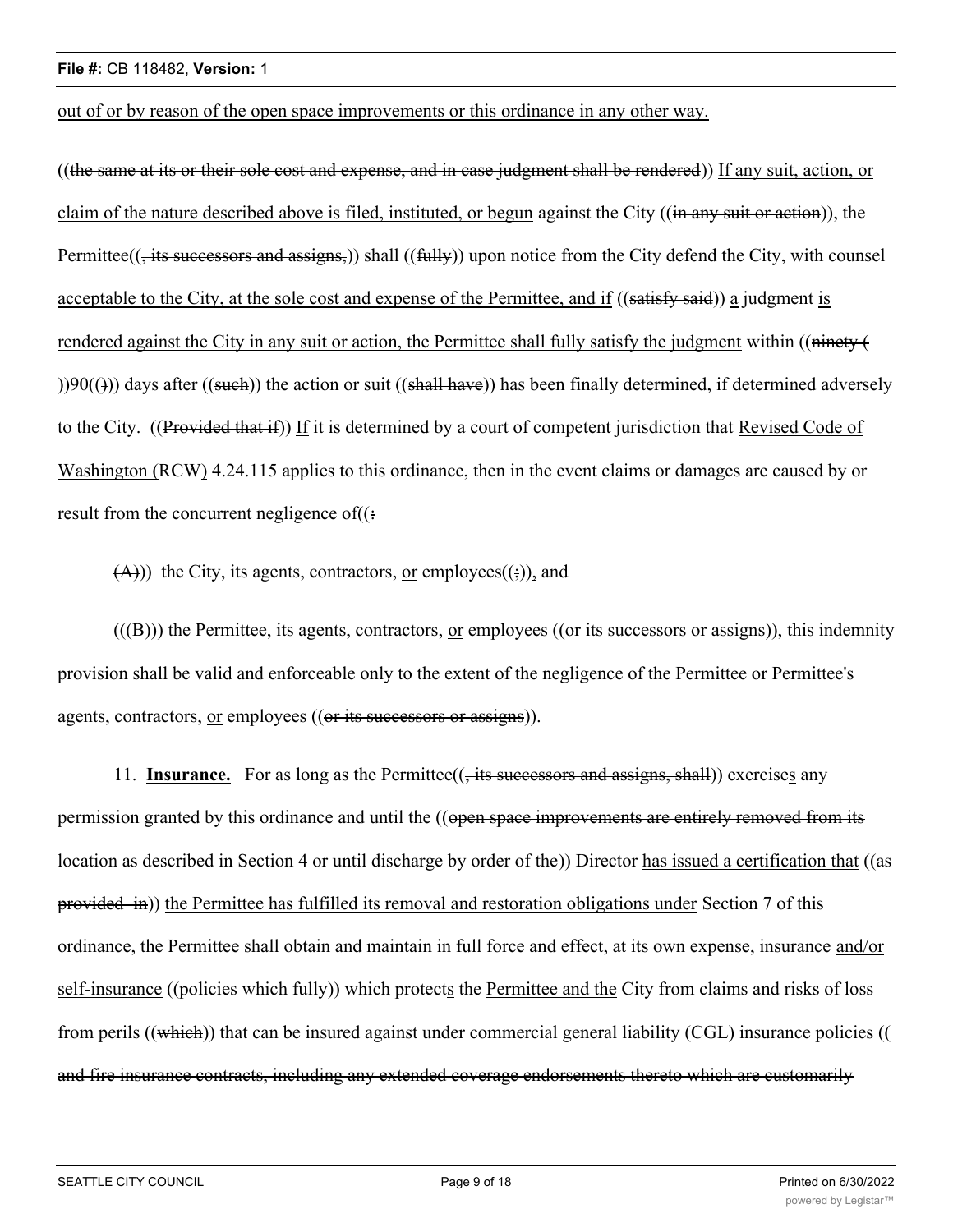out of or by reason of the open space improvements or this ordinance in any other way.

((the same at its or their sole cost and expense, and in case judgment shall be rendered)) If any suit, action, or claim of the nature described above is filed, instituted, or begun against the City ((in any suit or action)), the Permittee((, its successors and assigns,)) shall ((fully)) upon notice from the City defend the City, with counsel acceptable to the City, at the sole cost and expense of the Permittee, and if ((satisfy said)) a judgment is rendered against the City in any suit or action, the Permittee shall fully satisfy the judgment within ((ninety ( ))90(())) days after ((such)) the action or suit ((shall have)) has been finally determined, if determined adversely to the City. ((Provided that if)) If it is determined by a court of competent jurisdiction that Revised Code of Washington (RCW) 4.24.115 applies to this ordinance, then in the event claims or damages are caused by or result from the concurrent negligence of((:

(A))) the City, its agents, contractors, or employees((;)), and

(((B))) the Permittee, its agents, contractors, or employees ((or its successors or assigns)), this indemnity provision shall be valid and enforceable only to the extent of the negligence of the Permittee or Permittee's agents, contractors, or employees ((or its successors or assigns)).

11. **Insurance.** For as long as the Permittee((, its successors and assigns, shall)) exercises any permission granted by this ordinance and until the ((open space improvements are entirely removed from its location as described in Section 4 or until discharge by order of the)) Director has issued a certification that ((as provided in)) the Permittee has fulfilled its removal and restoration obligations under Section 7 of this ordinance, the Permittee shall obtain and maintain in full force and effect, at its own expense, insurance and/or self-insurance ((policies which fully)) which protects the Permittee and the City from claims and risks of loss from perils ((which)) that can be insured against under commercial general liability (CGL) insurance policies (( and fire insurance contracts, including any extended coverage endorsements thereto which are customarily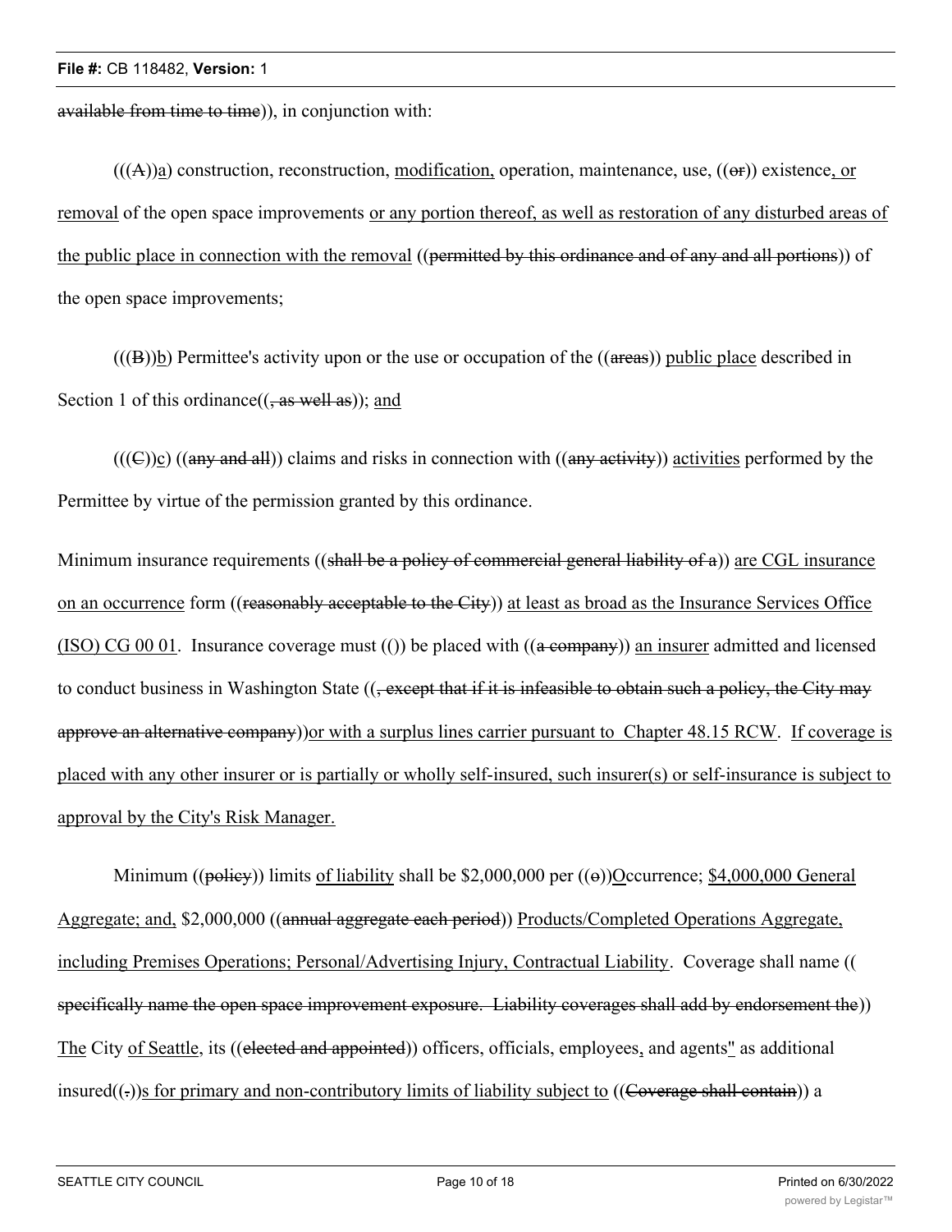~~available from time to time~~)), in conjunction with:

(((~~A~~))<u>a</u>) construction, reconstruction, <u>modification,</u> operation, maintenance, use, ((~~or~~)) existence<u>, or removal</u> of the open space improvements <u>or any portion thereof, as well as restoration of any disturbed areas of the public place in connection with the removal</u> ((~~permitted by this ordinance and of any and all portions~~)) of the open space improvements;

(((~~B~~))<u>b</u>) Permittee's activity upon or the use or occupation of the ((~~areas~~)) <u>public place</u> described in Section 1 of this ordinance((~~, as well as~~)); <u>and</u>

(((~~C~~))<u>c</u>) ((~~any and all~~)) claims and risks in connection with ((~~any activity~~)) <u>activities</u> performed by the Permittee by virtue of the permission granted by this ordinance.

Minimum insurance requirements ((~~shall be a policy of commercial general liability of a~~)) <u>are CGL insurance on an occurrence</u> form ((~~reasonably acceptable to the City~~)) <u>at least as broad as the Insurance Services Office (ISO) CG 00 01</u>. Insurance coverage must (()) be placed with ((~~a company~~)) <u>an insurer</u> admitted and licensed to conduct business in Washington State ((~~, except that if it is infeasible to obtain such a policy, the City may approve an alternative company~~))<u>or with a surplus lines carrier pursuant to Chapter 48.15 RCW</u>. <u>If coverage is placed with any other insurer or is partially or wholly self-insured, such insurer(s) or self-insurance is subject to approval by the City's Risk Manager.</u>

Minimum ((~~policy~~)) limits <u>of liability</u> shall be $2,000,000 per ((~~o~~))<u>O</u>ccurrence; <u>$4,000,000 General Aggregate; and,</u> $2,000,000 ((~~annual aggregate each period~~)) <u>Products/Completed Operations Aggregate, including Premises Operations; Personal/Advertising Injury, Contractual Liability</u>. Coverage shall name ((~~specifically name the open space improvement exposure. Liability coverages shall add by endorsement the~~)) <u>The</u> City <u>of Seattle</u>, its ((~~elected and appointed~~)) officers, officials, employees<u>,</u> and agents<u>"</u> as additional insured((~~,~~))<u>s for primary and non-contributory limits of liability subject to</u> ((~~Coverage shall contain~~)) a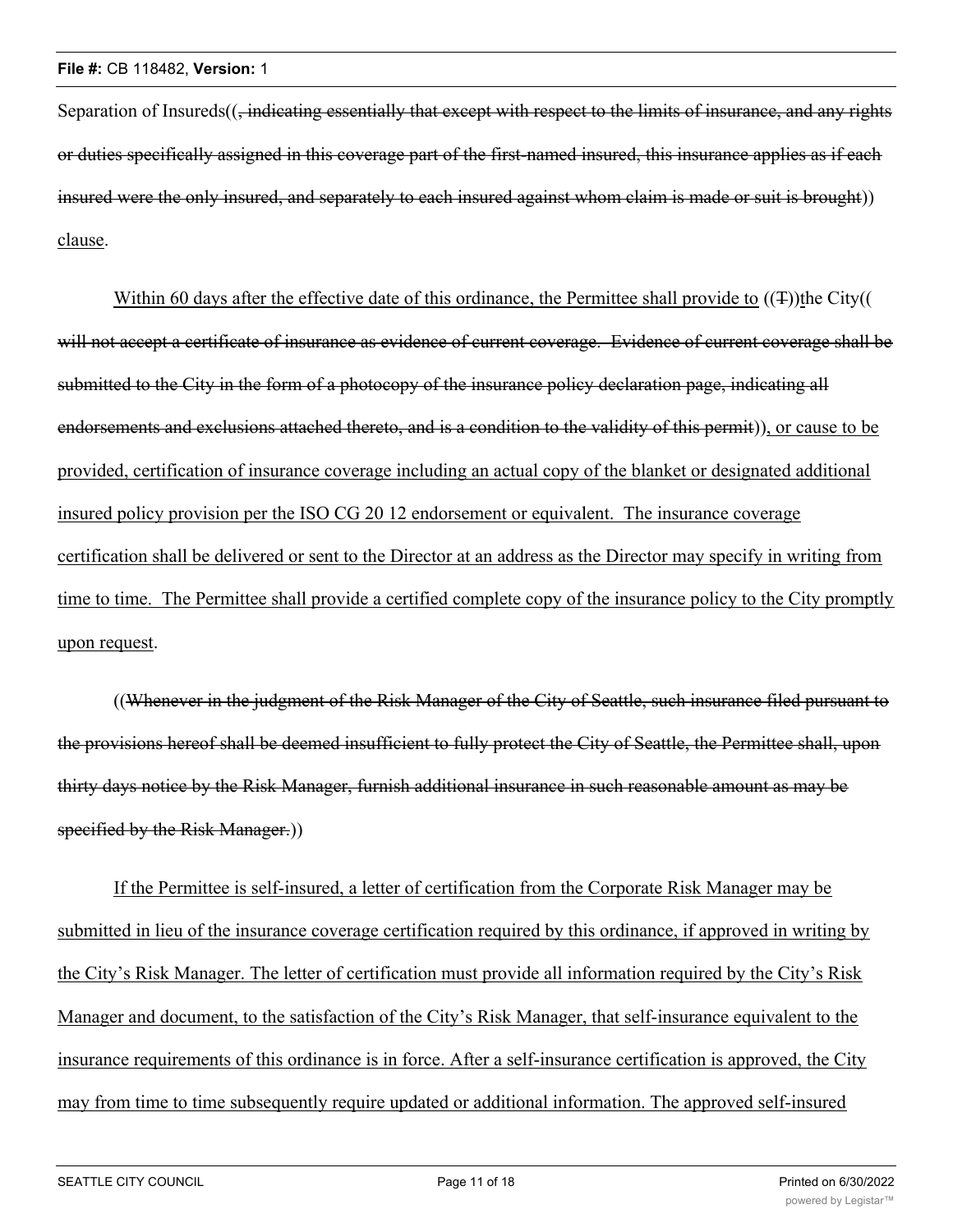Separation of Insureds((, indicating essentially that except with respect to the limits of insurance, and any rights or duties specifically assigned in this coverage part of the first-named insured, this insurance applies as if each insured were the only insured, and separately to each insured against whom claim is made or suit is brought)) clause.

Within 60 days after the effective date of this ordinance, the Permittee shall provide to ((T))the City(( will not accept a certificate of insurance as evidence of current coverage. Evidence of current coverage shall be submitted to the City in the form of a photocopy of the insurance policy declaration page, indicating all endorsements and exclusions attached thereto, and is a condition to the validity of this permit)), or cause to be provided, certification of insurance coverage including an actual copy of the blanket or designated additional insured policy provision per the ISO CG 20 12 endorsement or equivalent. The insurance coverage certification shall be delivered or sent to the Director at an address as the Director may specify in writing from time to time. The Permittee shall provide a certified complete copy of the insurance policy to the City promptly upon request.

((Whenever in the judgment of the Risk Manager of the City of Seattle, such insurance filed pursuant to the provisions hereof shall be deemed insufficient to fully protect the City of Seattle, the Permittee shall, upon thirty days notice by the Risk Manager, furnish additional insurance in such reasonable amount as may be specified by the Risk Manager.))

If the Permittee is self-insured, a letter of certification from the Corporate Risk Manager may be submitted in lieu of the insurance coverage certification required by this ordinance, if approved in writing by the City's Risk Manager. The letter of certification must provide all information required by the City's Risk Manager and document, to the satisfaction of the City's Risk Manager, that self-insurance equivalent to the insurance requirements of this ordinance is in force. After a self-insurance certification is approved, the City may from time to time subsequently require updated or additional information. The approved self-insured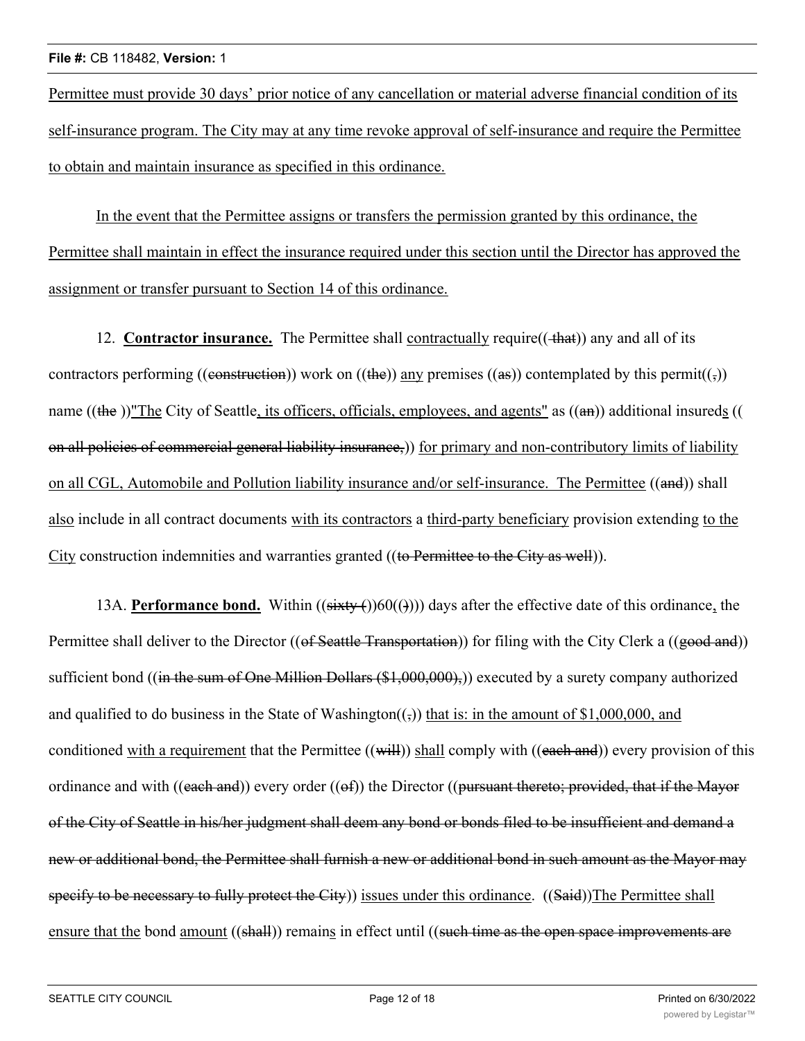Permittee must provide 30 days' prior notice of any cancellation or material adverse financial condition of its self-insurance program. The City may at any time revoke approval of self-insurance and require the Permittee to obtain and maintain insurance as specified in this ordinance.

In the event that the Permittee assigns or transfers the permission granted by this ordinance, the Permittee shall maintain in effect the insurance required under this section until the Director has approved the assignment or transfer pursuant to Section 14 of this ordinance.

12. **Contractor insurance.** The Permittee shall contractually require(( ~~that~~)) any and all of its contractors performing ((~~construction~~)) work on ((~~the~~)) any premises ((~~as~~)) contemplated by this permit((~~,~~)) name ((~~the~~ ))"The City of Seattle, its officers, officials, employees, and agents" as ((~~an~~)) additional insureds (( ~~on all policies of commercial general liability insurance,~~)) for primary and non-contributory limits of liability on all CGL, Automobile and Pollution liability insurance and/or self-insurance. The Permittee ((~~and~~)) shall also include in all contract documents with its contractors a third-party beneficiary provision extending to the City construction indemnities and warranties granted ((~~to Permittee to the City as well~~)).

13A. **Performance bond.** Within ((~~sixty (~~))60((~~)~~))) days after the effective date of this ordinance, the Permittee shall deliver to the Director ((~~of Seattle Transportation~~)) for filing with the City Clerk a ((~~good and~~)) sufficient bond ((~~in the sum of One Million Dollars ($1,000,000),~~)) executed by a surety company authorized and qualified to do business in the State of Washington((~~,~~)) that is: in the amount of $1,000,000, and conditioned with a requirement that the Permittee ((~~will~~)) shall comply with ((~~each and~~)) every provision of this ordinance and with ((~~each and~~)) every order ((~~of~~)) the Director ((~~pursuant thereto; provided, that if the Mayor of the City of Seattle in his/her judgment shall deem any bond or bonds filed to be insufficient and demand a new or additional bond, the Permittee shall furnish a new or additional bond in such amount as the Mayor may specify to be necessary to fully protect the City~~)) issues under this ordinance. ((~~Said~~))The Permittee shall ensure that the bond amount ((~~shall~~)) remains in effect until ((~~such time as the open space improvements are~~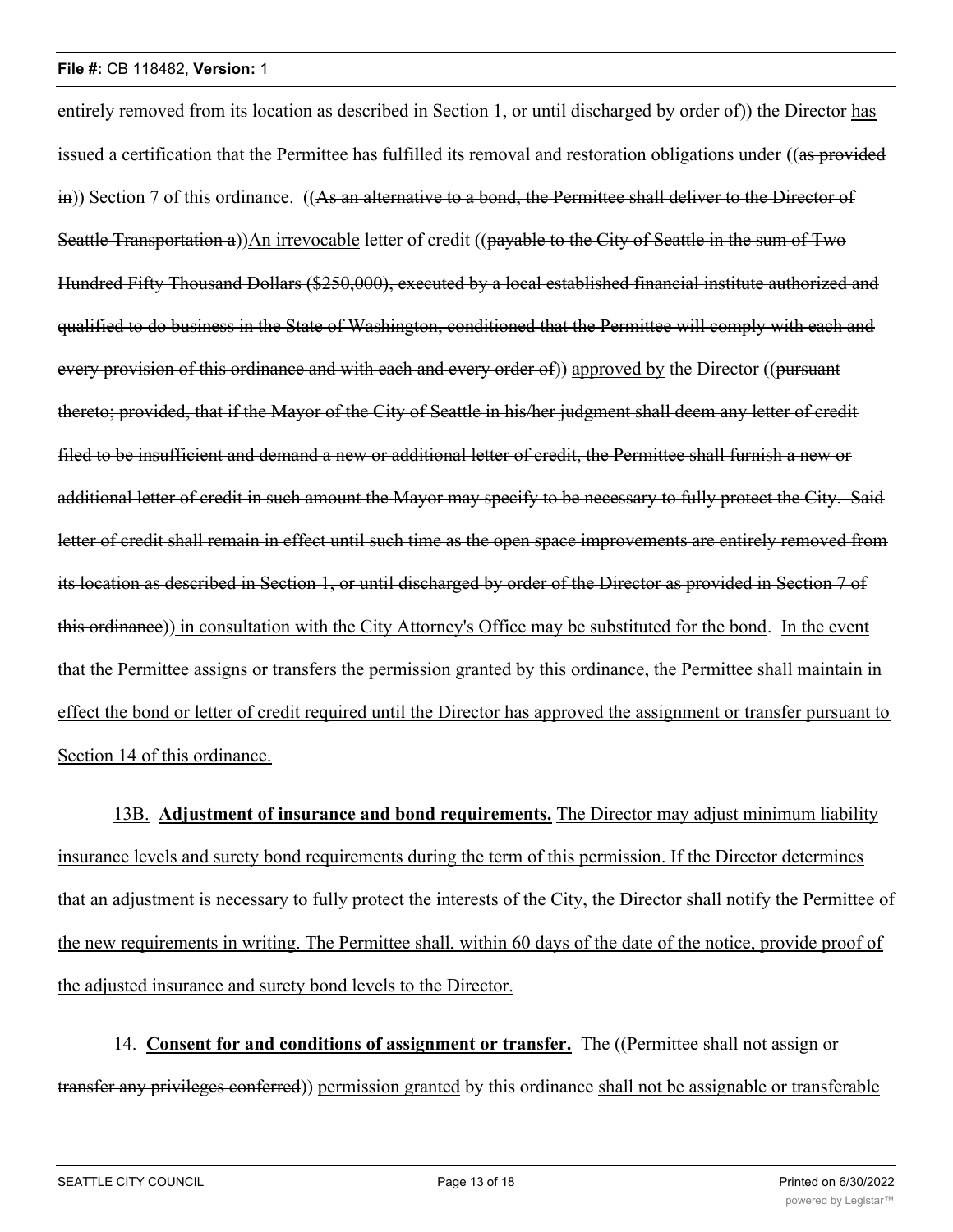~~entirely removed from its location as described in Section 1, or until discharged by order of~~)) the Director <u>has issued a certification that the Permittee has fulfilled its removal and restoration obligations under</u> ((~~as provided in~~)) Section 7 of this ordinance. ((~~As an alternative to a bond, the Permittee shall deliver to the Director of Seattle Transportation a~~))<u>An irrevocable</u> letter of credit ((~~payable to the City of Seattle in the sum of Two Hundred Fifty Thousand Dollars ($250,000), executed by a local established financial institute authorized and qualified to do business in the State of Washington, conditioned that the Permittee will comply with each and every provision of this ordinance and with each and every order of~~)) <u>approved by</u> the Director ((~~pursuant thereto; provided, that if the Mayor of the City of Seattle in his/her judgment shall deem any letter of credit filed to be insufficient and demand a new or additional letter of credit, the Permittee shall furnish a new or additional letter of credit in such amount the Mayor may specify to be necessary to fully protect the City. Said letter of credit shall remain in effect until such time as the open space improvements are entirely removed from its location as described in Section 1, or until discharged by order of the Director as provided in Section 7 of this ordinance~~)) <u>in consultation with the City Attorney's Office may be substituted for the bond</u>. <u>In the event that the Permittee assigns or transfers the permission granted by this ordinance, the Permittee shall maintain in effect the bond or letter of credit required until the Director has approved the assignment or transfer pursuant to Section 14 of this ordinance.</u>

<u>13B.</u> **<u>Adjustment of insurance and bond requirements.</u>** <u>The Director may adjust minimum liability insurance levels and surety bond requirements during the term of this permission. If the Director determines that an adjustment is necessary to fully protect the interests of the City, the Director shall notify the Permittee of the new requirements in writing. The Permittee shall, within 60 days of the date of the notice, provide proof of the adjusted insurance and surety bond levels to the Director.</u>

14. **<u>Consent for and conditions of assignment or transfer.</u>** The ((~~Permittee shall not assign or transfer any privileges conferred~~)) <u>permission granted</u> by this ordinance <u>shall not be assignable or transferable</u>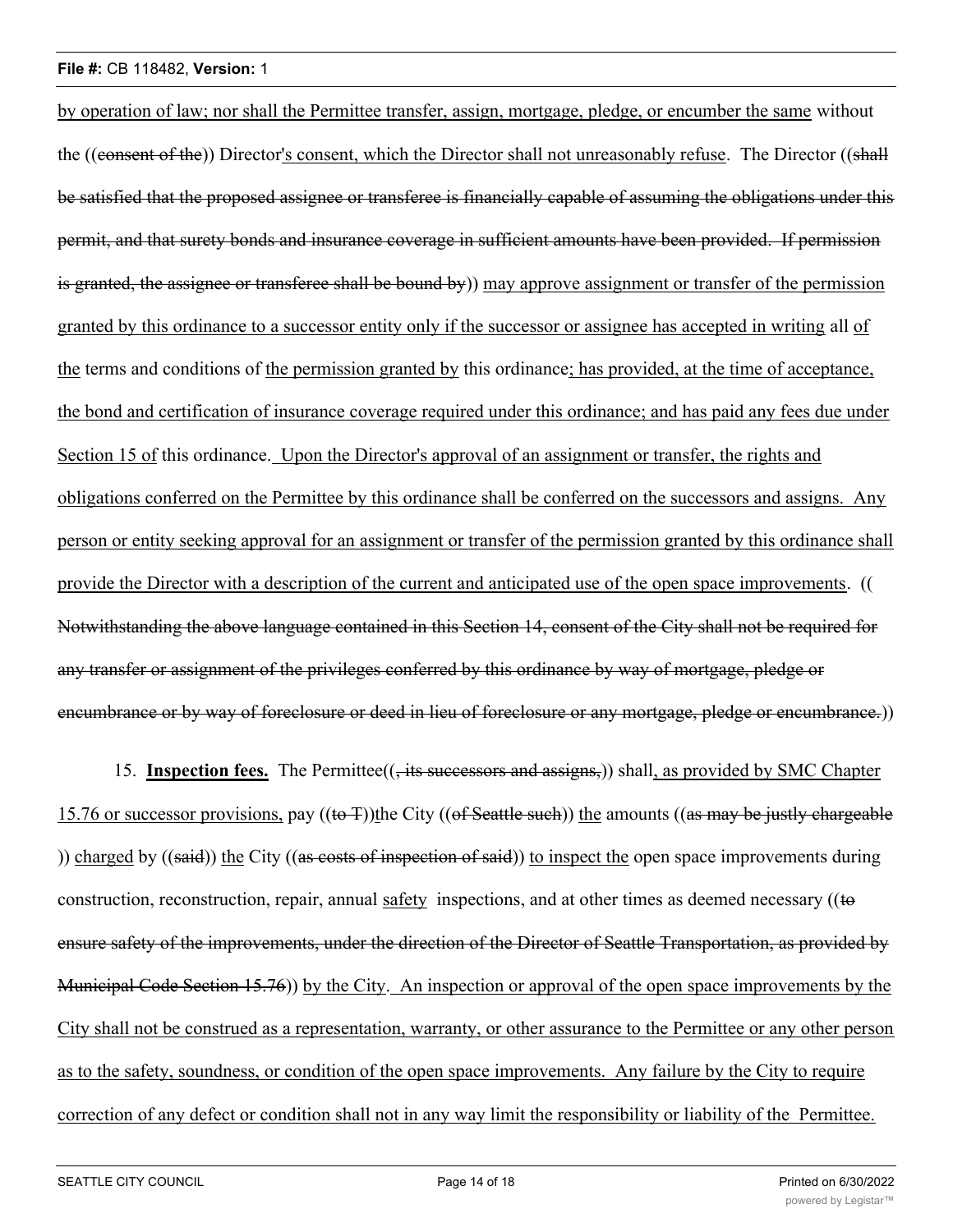by operation of law; nor shall the Permittee transfer, assign, mortgage, pledge, or encumber the same without the ((consent of the)) Director's consent, which the Director shall not unreasonably refuse. The Director ((shall be satisfied that the proposed assignee or transferee is financially capable of assuming the obligations under this permit, and that surety bonds and insurance coverage in sufficient amounts have been provided. If permission is granted, the assignee or transferee shall be bound by)) may approve assignment or transfer of the permission granted by this ordinance to a successor entity only if the successor or assignee has accepted in writing all of the terms and conditions of the permission granted by this ordinance; has provided, at the time of acceptance, the bond and certification of insurance coverage required under this ordinance; and has paid any fees due under Section 15 of this ordinance. Upon the Director's approval of an assignment or transfer, the rights and obligations conferred on the Permittee by this ordinance shall be conferred on the successors and assigns. Any person or entity seeking approval for an assignment or transfer of the permission granted by this ordinance shall provide the Director with a description of the current and anticipated use of the open space improvements. ((Notwithstanding the above language contained in this Section 14, consent of the City shall not be required for any transfer or assignment of the privileges conferred by this ordinance by way of mortgage, pledge or encumbrance or by way of foreclosure or deed in lieu of foreclosure or any mortgage, pledge or encumbrance.))

15. **Inspection fees.** The Permittee((, its successors and assigns,)) shall, as provided by SMC Chapter 15.76 or successor provisions, pay ((to T))the City ((of Seattle such)) the amounts ((as may be justly chargeable)) charged by ((said)) the City ((as costs of inspection of said)) to inspect the open space improvements during construction, reconstruction, repair, annual safety inspections, and at other times as deemed necessary ((to ensure safety of the improvements, under the direction of the Director of Seattle Transportation, as provided by Municipal Code Section 15.76)) by the City. An inspection or approval of the open space improvements by the City shall not be construed as a representation, warranty, or other assurance to the Permittee or any other person as to the safety, soundness, or condition of the open space improvements. Any failure by the City to require correction of any defect or condition shall not in any way limit the responsibility or liability of the Permittee.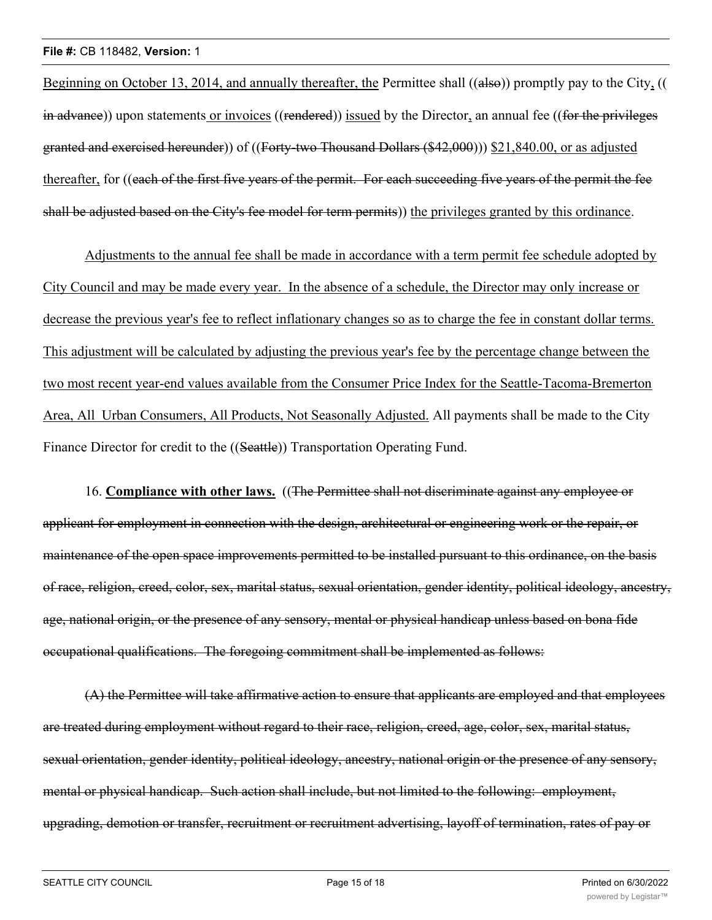Beginning on October 13, 2014, and annually thereafter, the Permittee shall ((also)) promptly pay to the City, (( in advance)) upon statements or invoices ((rendered)) issued by the Director, an annual fee ((for the privileges granted and exercised hereunder)) of ((Forty-two Thousand Dollars ($42,000))) $21,840.00, or as adjusted thereafter, for ((each of the first five years of the permit. For each succeeding five years of the permit the fee shall be adjusted based on the City's fee model for term permits)) the privileges granted by this ordinance.

Adjustments to the annual fee shall be made in accordance with a term permit fee schedule adopted by City Council and may be made every year. In the absence of a schedule, the Director may only increase or decrease the previous year's fee to reflect inflationary changes so as to charge the fee in constant dollar terms. This adjustment will be calculated by adjusting the previous year's fee by the percentage change between the two most recent year-end values available from the Consumer Price Index for the Seattle-Tacoma-Bremerton Area, All Urban Consumers, All Products, Not Seasonally Adjusted. All payments shall be made to the City Finance Director for credit to the ((Seattle)) Transportation Operating Fund.

16. **Compliance with other laws.** ((The Permittee shall not discriminate against any employee or applicant for employment in connection with the design, architectural or engineering work or the repair, or maintenance of the open space improvements permitted to be installed pursuant to this ordinance, on the basis of race, religion, creed, color, sex, marital status, sexual orientation, gender identity, political ideology, ancestry, age, national origin, or the presence of any sensory, mental or physical handicap unless based on bona fide occupational qualifications. The foregoing commitment shall be implemented as follows:

(A) the Permittee will take affirmative action to ensure that applicants are employed and that employees are treated during employment without regard to their race, religion, creed, age, color, sex, marital status, sexual orientation, gender identity, political ideology, ancestry, national origin or the presence of any sensory, mental or physical handicap. Such action shall include, but not limited to the following: employment, upgrading, demotion or transfer, recruitment or recruitment advertising, layoff of termination, rates of pay or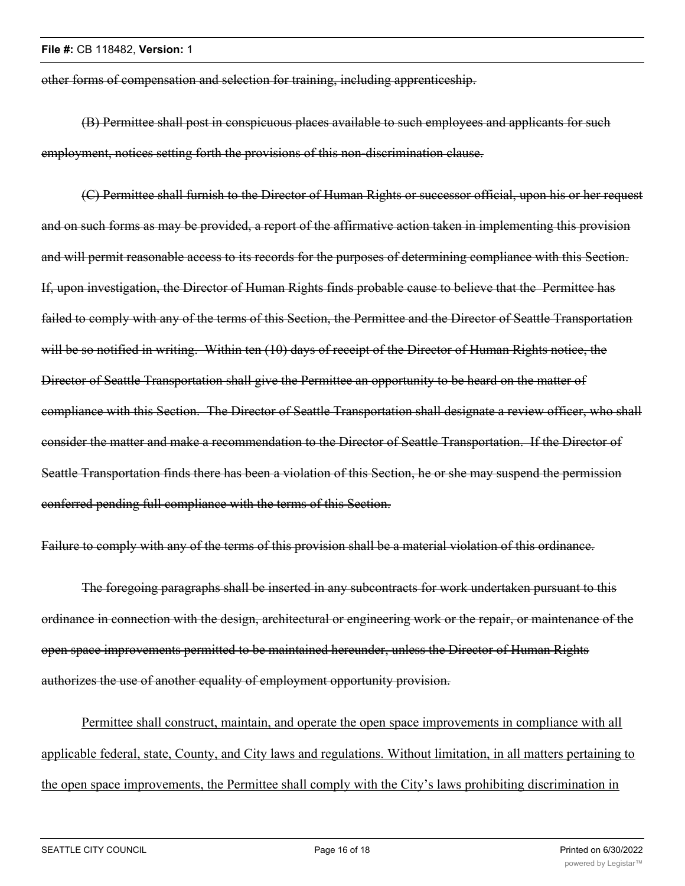~~other forms of compensation and selection for training, including apprenticeship.~~

~~(B) Permittee shall post in conspicuous places available to such employees and applicants for such employment, notices setting forth the provisions of this non-discrimination clause.~~

~~(C) Permittee shall furnish to the Director of Human Rights or successor official, upon his or her request and on such forms as may be provided, a report of the affirmative action taken in implementing this provision and will permit reasonable access to its records for the purposes of determining compliance with this Section. If, upon investigation, the Director of Human Rights finds probable cause to believe that the Permittee has failed to comply with any of the terms of this Section, the Permittee and the Director of Seattle Transportation will be so notified in writing. Within ten (10) days of receipt of the Director of Human Rights notice, the Director of Seattle Transportation shall give the Permittee an opportunity to be heard on the matter of compliance with this Section. The Director of Seattle Transportation shall designate a review officer, who shall consider the matter and make a recommendation to the Director of Seattle Transportation. If the Director of Seattle Transportation finds there has been a violation of this Section, he or she may suspend the permission conferred pending full compliance with the terms of this Section.~~

~~Failure to comply with any of the terms of this provision shall be a material violation of this ordinance.~~

~~The foregoing paragraphs shall be inserted in any subcontracts for work undertaken pursuant to this ordinance in connection with the design, architectural or engineering work or the repair, or maintenance of the open space improvements permitted to be maintained hereunder, unless the Director of Human Rights authorizes the use of another equality of employment opportunity provision.~~

<u>Permittee shall construct, maintain, and operate the open space improvements in compliance with all applicable federal, state, County, and City laws and regulations. Without limitation, in all matters pertaining to the open space improvements, the Permittee shall comply with the City's laws prohibiting discrimination in</u>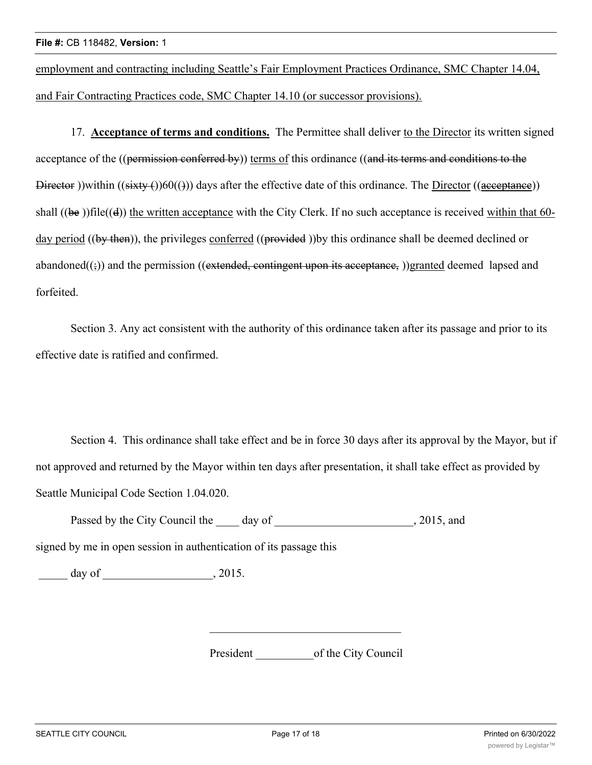employment and contracting including Seattle's Fair Employment Practices Ordinance, SMC Chapter 14.04, and Fair Contracting Practices code, SMC Chapter 14.10 (or successor provisions).

17. **Acceptance of terms and conditions.** The Permittee shall deliver to the Director its written signed acceptance of the ((~~permission conferred by~~)) terms of this ordinance ((~~and its terms and conditions to the Director~~ ))within ((~~sixty (~~)60((~~)~~)) days after the effective date of this ordinance. The Director ((~~acceptance~~)) shall ((~~be~~ ))file((~~d~~)) the written acceptance with the City Clerk. If no such acceptance is received within that 60-day period ((~~by then~~)), the privileges conferred ((~~provided~~ ))by this ordinance shall be deemed declined or abandoned((~~;~~)) and the permission ((~~extended, contingent upon its acceptance,~~ ))granted deemed lapsed and forfeited.

Section 3. Any act consistent with the authority of this ordinance taken after its passage and prior to its effective date is ratified and confirmed.

Section 4. This ordinance shall take effect and be in force 30 days after its approval by the Mayor, but if not approved and returned by the Mayor within ten days after presentation, it shall take effect as provided by Seattle Municipal Code Section 1.04.020.

Passed by the City Council the ____ day of ________________________, 2015, and signed by me in open session in authentication of its passage this

_____ day of ___________________, 2015.

__________________________________

President __________of the City Council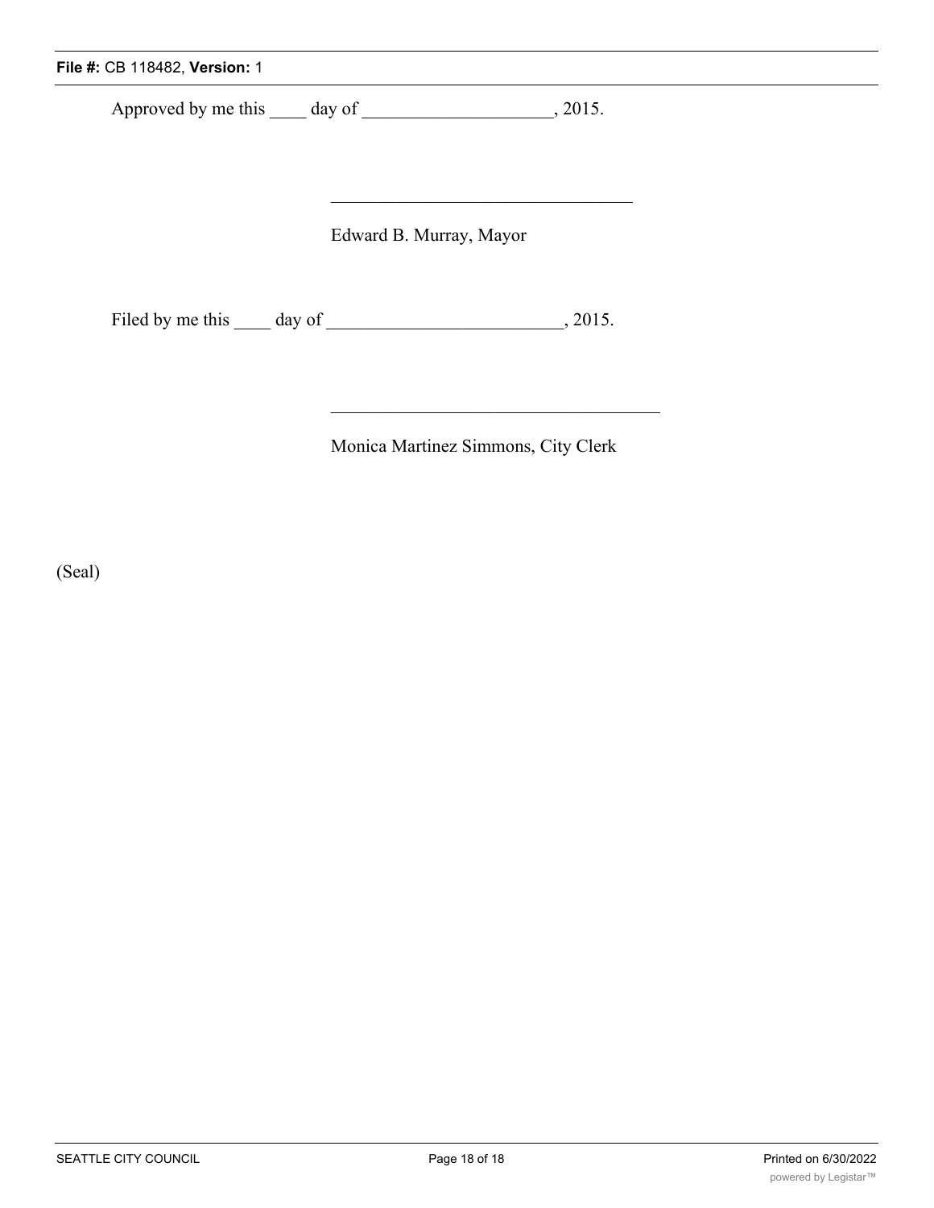Approved by me this ____ day of ____________________, 2015.

________________________________

Edward B. Murray, Mayor

Filed by me this ____ day of _________________________, 2015.

___________________________________

Monica Martinez Simmons, City Clerk

(Seal)